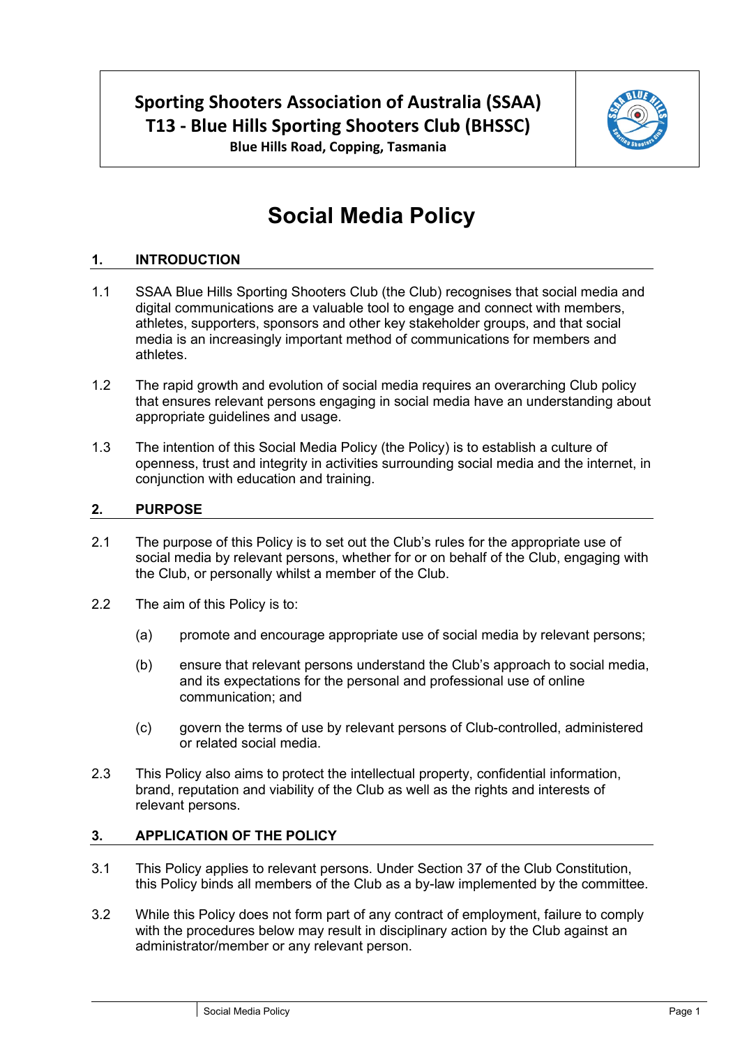**Sporting Shooters Association of Australia (SSAA)**
**T13 - Blue Hills Sporting Shooters Club (BHSSC)**
**Blue Hills Road, Copping, Tasmania**

# Social Media Policy

## 1. INTRODUCTION

1.1 SSAA Blue Hills Sporting Shooters Club (the Club) recognises that social media and digital communications are a valuable tool to engage and connect with members, athletes, supporters, sponsors and other key stakeholder groups, and that social media is an increasingly important method of communications for members and athletes.

1.2 The rapid growth and evolution of social media requires an overarching Club policy that ensures relevant persons engaging in social media have an understanding about appropriate guidelines and usage.

1.3 The intention of this Social Media Policy (the Policy) is to establish a culture of openness, trust and integrity in activities surrounding social media and the internet, in conjunction with education and training.

## 2. PURPOSE

2.1 The purpose of this Policy is to set out the Club's rules for the appropriate use of social media by relevant persons, whether for or on behalf of the Club, engaging with the Club, or personally whilst a member of the Club.

2.2 The aim of this Policy is to:

(a) promote and encourage appropriate use of social media by relevant persons;

(b) ensure that relevant persons understand the Club's approach to social media, and its expectations for the personal and professional use of online communication; and

(c) govern the terms of use by relevant persons of Club-controlled, administered or related social media.

2.3 This Policy also aims to protect the intellectual property, confidential information, brand, reputation and viability of the Club as well as the rights and interests of relevant persons.

## 3. APPLICATION OF THE POLICY

3.1 This Policy applies to relevant persons. Under Section 37 of the Club Constitution, this Policy binds all members of the Club as a by-law implemented by the committee.

3.2 While this Policy does not form part of any contract of employment, failure to comply with the procedures below may result in disciplinary action by the Club against an administrator/member or any relevant person.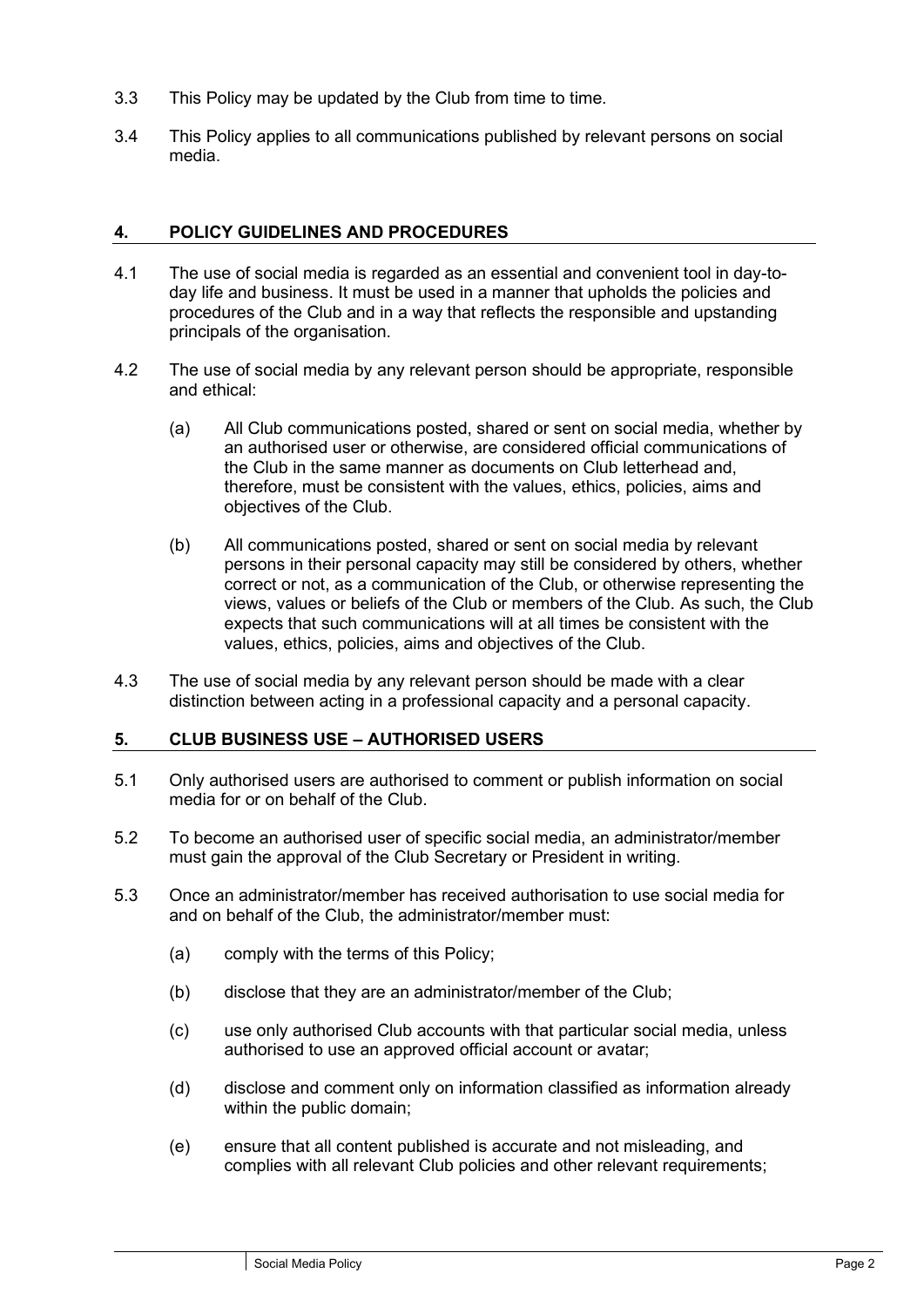3.3 This Policy may be updated by the Club from time to time.

3.4 This Policy applies to all communications published by relevant persons on social media.

## 4. POLICY GUIDELINES AND PROCEDURES

4.1 The use of social media is regarded as an essential and convenient tool in day-to-day life and business. It must be used in a manner that upholds the policies and procedures of the Club and in a way that reflects the responsible and upstanding principals of the organisation.

4.2 The use of social media by any relevant person should be appropriate, responsible and ethical:

(a) All Club communications posted, shared or sent on social media, whether by an authorised user or otherwise, are considered official communications of the Club in the same manner as documents on Club letterhead and, therefore, must be consistent with the values, ethics, policies, aims and objectives of the Club.

(b) All communications posted, shared or sent on social media by relevant persons in their personal capacity may still be considered by others, whether correct or not, as a communication of the Club, or otherwise representing the views, values or beliefs of the Club or members of the Club. As such, the Club expects that such communications will at all times be consistent with the values, ethics, policies, aims and objectives of the Club.

4.3 The use of social media by any relevant person should be made with a clear distinction between acting in a professional capacity and a personal capacity.

## 5. CLUB BUSINESS USE – AUTHORISED USERS

5.1 Only authorised users are authorised to comment or publish information on social media for or on behalf of the Club.

5.2 To become an authorised user of specific social media, an administrator/member must gain the approval of the Club Secretary or President in writing.

5.3 Once an administrator/member has received authorisation to use social media for and on behalf of the Club, the administrator/member must:

(a) comply with the terms of this Policy;

(b) disclose that they are an administrator/member of the Club;

(c) use only authorised Club accounts with that particular social media, unless authorised to use an approved official account or avatar;

(d) disclose and comment only on information classified as information already within the public domain;

(e) ensure that all content published is accurate and not misleading, and complies with all relevant Club policies and other relevant requirements;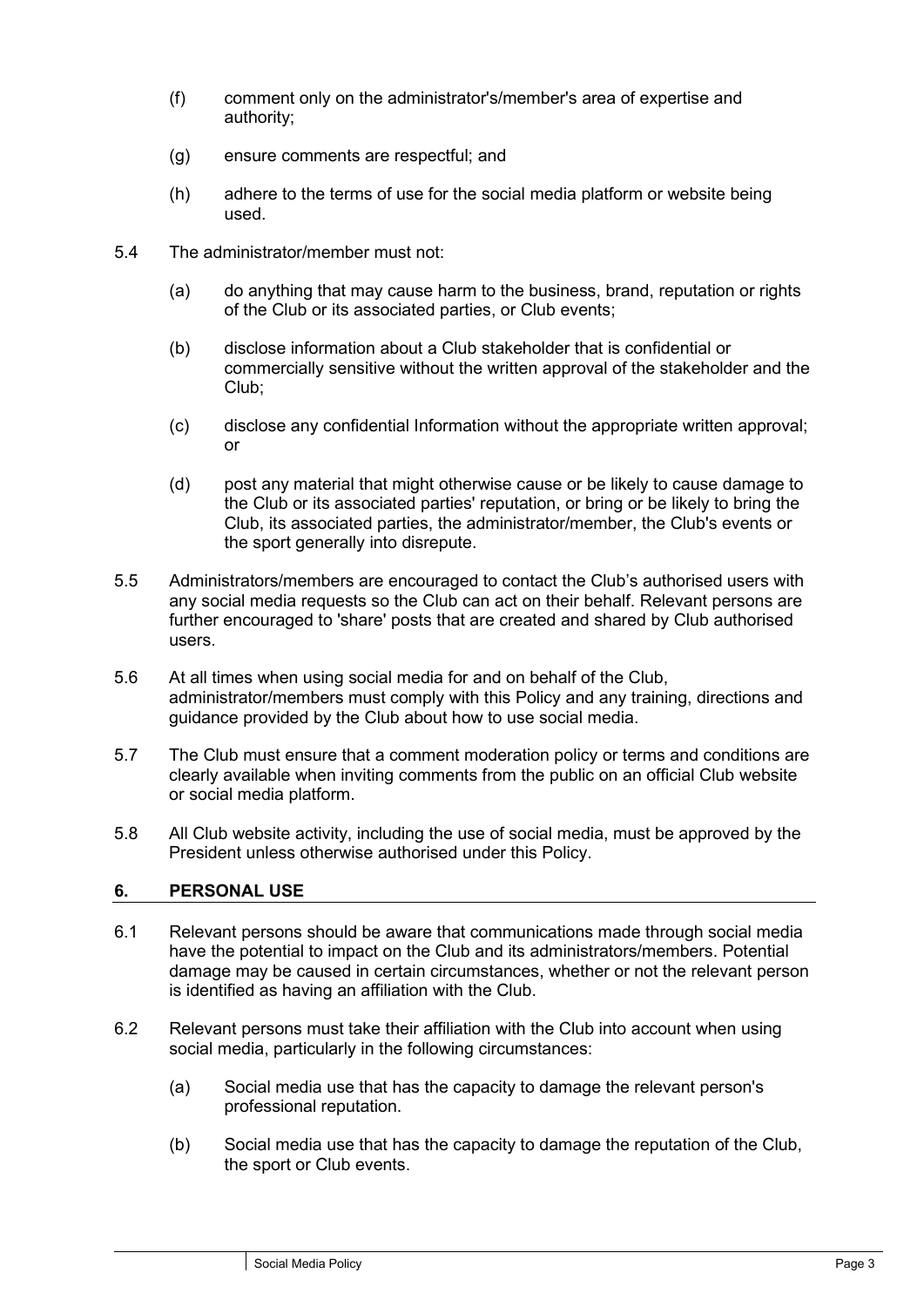(f) comment only on the administrator's/member's area of expertise and authority;

(g) ensure comments are respectful; and

(h) adhere to the terms of use for the social media platform or website being used.

5.4 The administrator/member must not:

(a) do anything that may cause harm to the business, brand, reputation or rights of the Club or its associated parties, or Club events;

(b) disclose information about a Club stakeholder that is confidential or commercially sensitive without the written approval of the stakeholder and the Club;

(c) disclose any confidential Information without the appropriate written approval; or

(d) post any material that might otherwise cause or be likely to cause damage to the Club or its associated parties' reputation, or bring or be likely to bring the Club, its associated parties, the administrator/member, the Club's events or the sport generally into disrepute.

5.5 Administrators/members are encouraged to contact the Club's authorised users with any social media requests so the Club can act on their behalf. Relevant persons are further encouraged to 'share' posts that are created and shared by Club authorised users.

5.6 At all times when using social media for and on behalf of the Club, administrator/members must comply with this Policy and any training, directions and guidance provided by the Club about how to use social media.

5.7 The Club must ensure that a comment moderation policy or terms and conditions are clearly available when inviting comments from the public on an official Club website or social media platform.

5.8 All Club website activity, including the use of social media, must be approved by the President unless otherwise authorised under this Policy.

## 6. PERSONAL USE

6.1 Relevant persons should be aware that communications made through social media have the potential to impact on the Club and its administrators/members. Potential damage may be caused in certain circumstances, whether or not the relevant person is identified as having an affiliation with the Club.

6.2 Relevant persons must take their affiliation with the Club into account when using social media, particularly in the following circumstances:

(a) Social media use that has the capacity to damage the relevant person's professional reputation.

(b) Social media use that has the capacity to damage the reputation of the Club, the sport or Club events.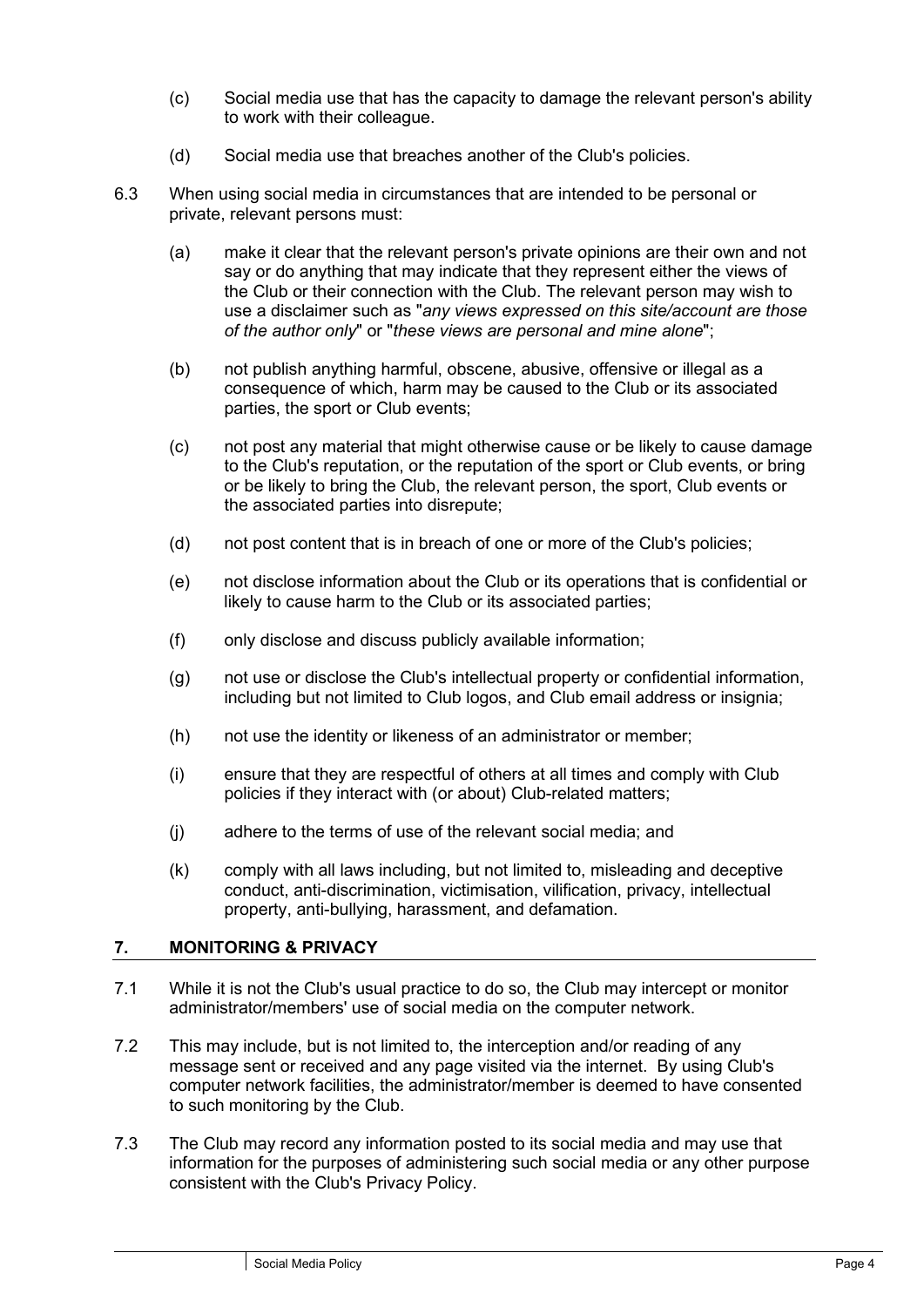(c) Social media use that has the capacity to damage the relevant person's ability to work with their colleague.

(d) Social media use that breaches another of the Club's policies.

6.3 When using social media in circumstances that are intended to be personal or private, relevant persons must:

(a) make it clear that the relevant person's private opinions are their own and not say or do anything that may indicate that they represent either the views of the Club or their connection with the Club. The relevant person may wish to use a disclaimer such as "*any views expressed on this site/account are those of the author only*" or "*these views are personal and mine alone*";

(b) not publish anything harmful, obscene, abusive, offensive or illegal as a consequence of which, harm may be caused to the Club or its associated parties, the sport or Club events;

(c) not post any material that might otherwise cause or be likely to cause damage to the Club's reputation, or the reputation of the sport or Club events, or bring or be likely to bring the Club, the relevant person, the sport, Club events or the associated parties into disrepute;

(d) not post content that is in breach of one or more of the Club's policies;

(e) not disclose information about the Club or its operations that is confidential or likely to cause harm to the Club or its associated parties;

(f) only disclose and discuss publicly available information;

(g) not use or disclose the Club's intellectual property or confidential information, including but not limited to Club logos, and Club email address or insignia;

(h) not use the identity or likeness of an administrator or member;

(i) ensure that they are respectful of others at all times and comply with Club policies if they interact with (or about) Club-related matters;

(j) adhere to the terms of use of the relevant social media; and

(k) comply with all laws including, but not limited to, misleading and deceptive conduct, anti-discrimination, victimisation, vilification, privacy, intellectual property, anti-bullying, harassment, and defamation.

## 7. MONITORING & PRIVACY

7.1 While it is not the Club's usual practice to do so, the Club may intercept or monitor administrator/members' use of social media on the computer network.

7.2 This may include, but is not limited to, the interception and/or reading of any message sent or received and any page visited via the internet. By using Club's computer network facilities, the administrator/member is deemed to have consented to such monitoring by the Club.

7.3 The Club may record any information posted to its social media and may use that information for the purposes of administering such social media or any other purpose consistent with the Club's Privacy Policy.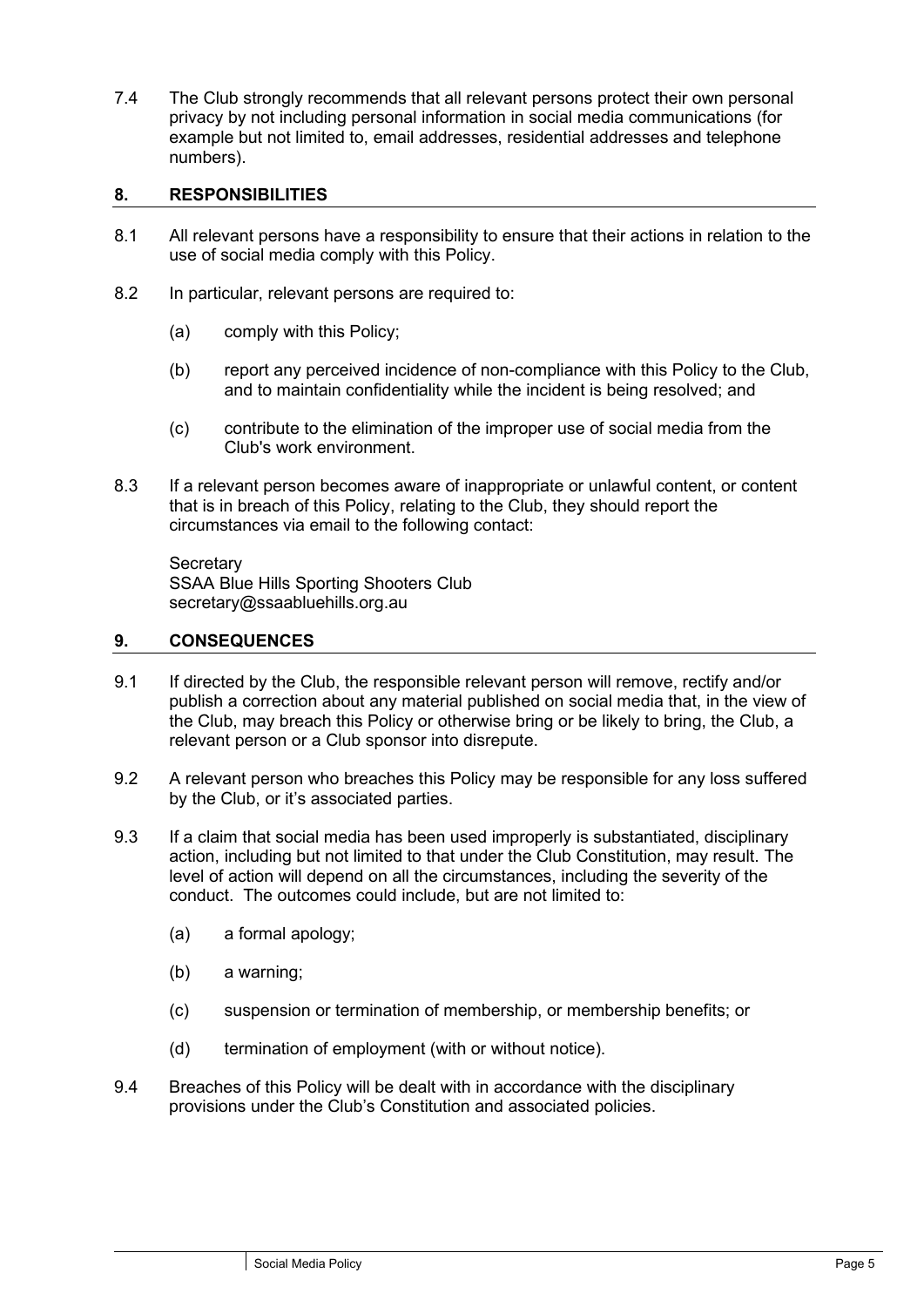7.4 The Club strongly recommends that all relevant persons protect their own personal privacy by not including personal information in social media communications (for example but not limited to, email addresses, residential addresses and telephone numbers).

## 8. RESPONSIBILITIES

8.1 All relevant persons have a responsibility to ensure that their actions in relation to the use of social media comply with this Policy.

8.2 In particular, relevant persons are required to:

(a) comply with this Policy;

(b) report any perceived incidence of non-compliance with this Policy to the Club, and to maintain confidentiality while the incident is being resolved; and

(c) contribute to the elimination of the improper use of social media from the Club's work environment.

8.3 If a relevant person becomes aware of inappropriate or unlawful content, or content that is in breach of this Policy, relating to the Club, they should report the circumstances via email to the following contact:

Secretary
SSAA Blue Hills Sporting Shooters Club
secretary@ssaabluehills.org.au

## 9. CONSEQUENCES

9.1 If directed by the Club, the responsible relevant person will remove, rectify and/or publish a correction about any material published on social media that, in the view of the Club, may breach this Policy or otherwise bring or be likely to bring, the Club, a relevant person or a Club sponsor into disrepute.

9.2 A relevant person who breaches this Policy may be responsible for any loss suffered by the Club, or it's associated parties.

9.3 If a claim that social media has been used improperly is substantiated, disciplinary action, including but not limited to that under the Club Constitution, may result. The level of action will depend on all the circumstances, including the severity of the conduct. The outcomes could include, but are not limited to:

(a) a formal apology;

(b) a warning;

(c) suspension or termination of membership, or membership benefits; or

(d) termination of employment (with or without notice).

9.4 Breaches of this Policy will be dealt with in accordance with the disciplinary provisions under the Club's Constitution and associated policies.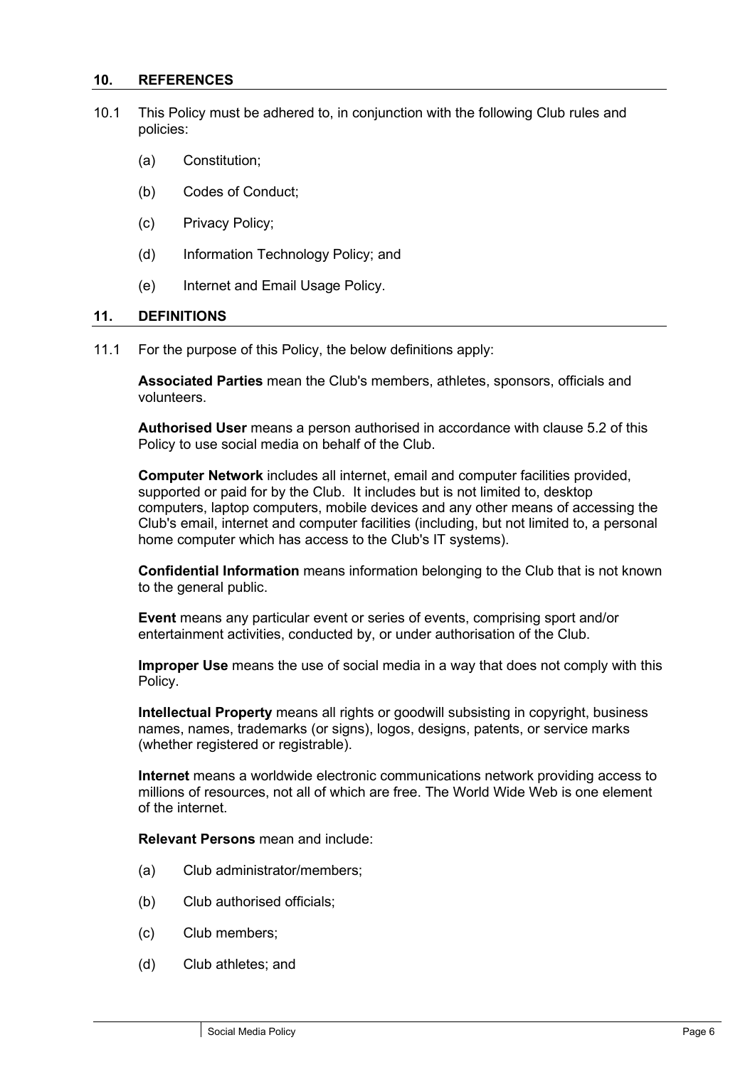## 10. REFERENCES

10.1 This Policy must be adhered to, in conjunction with the following Club rules and policies:

(a) Constitution;

(b) Codes of Conduct;

(c) Privacy Policy;

(d) Information Technology Policy; and

(e) Internet and Email Usage Policy.

## 11. DEFINITIONS

11.1 For the purpose of this Policy, the below definitions apply:

**Associated Parties** mean the Club's members, athletes, sponsors, officials and volunteers.

**Authorised User** means a person authorised in accordance with clause 5.2 of this Policy to use social media on behalf of the Club.

**Computer Network** includes all internet, email and computer facilities provided, supported or paid for by the Club. It includes but is not limited to, desktop computers, laptop computers, mobile devices and any other means of accessing the Club's email, internet and computer facilities (including, but not limited to, a personal home computer which has access to the Club's IT systems).

**Confidential Information** means information belonging to the Club that is not known to the general public.

**Event** means any particular event or series of events, comprising sport and/or entertainment activities, conducted by, or under authorisation of the Club.

**Improper Use** means the use of social media in a way that does not comply with this Policy.

**Intellectual Property** means all rights or goodwill subsisting in copyright, business names, names, trademarks (or signs), logos, designs, patents, or service marks (whether registered or registrable).

**Internet** means a worldwide electronic communications network providing access to millions of resources, not all of which are free. The World Wide Web is one element of the internet.

**Relevant Persons** mean and include:

(a) Club administrator/members;

(b) Club authorised officials;

(c) Club members;

(d) Club athletes; and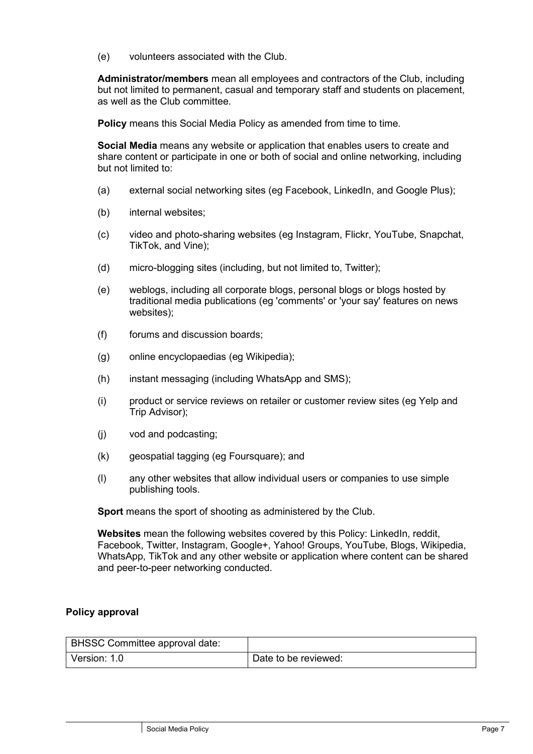(e) volunteers associated with the Club.

**Administrator/members** mean all employees and contractors of the Club, including but not limited to permanent, casual and temporary staff and students on placement, as well as the Club committee.

**Policy** means this Social Media Policy as amended from time to time.

**Social Media** means any website or application that enables users to create and share content or participate in one or both of social and online networking, including but not limited to:

(a) external social networking sites (eg Facebook, LinkedIn, and Google Plus);

(b) internal websites;

(c) video and photo-sharing websites (eg Instagram, Flickr, YouTube, Snapchat, TikTok, and Vine);

(d) micro-blogging sites (including, but not limited to, Twitter);

(e) weblogs, including all corporate blogs, personal blogs or blogs hosted by traditional media publications (eg 'comments' or 'your say' features on news websites);

(f) forums and discussion boards;

(g) online encyclopaedias (eg Wikipedia);

(h) instant messaging (including WhatsApp and SMS);

(i) product or service reviews on retailer or customer review sites (eg Yelp and Trip Advisor);

(j) vod and podcasting;

(k) geospatial tagging (eg Foursquare); and

(l) any other websites that allow individual users or companies to use simple publishing tools.

**Sport** means the sport of shooting as administered by the Club.

**Websites** mean the following websites covered by this Policy: LinkedIn, reddit, Facebook, Twitter, Instagram, Google+, Yahoo! Groups, YouTube, Blogs, Wikipedia, WhatsApp, TikTok and any other website or application where content can be shared and peer-to-peer networking conducted.

**Policy approval**

| | |
|---|---|
| BHSSC Committee approval date: | |
| Version: 1.0 | Date to be reviewed: |